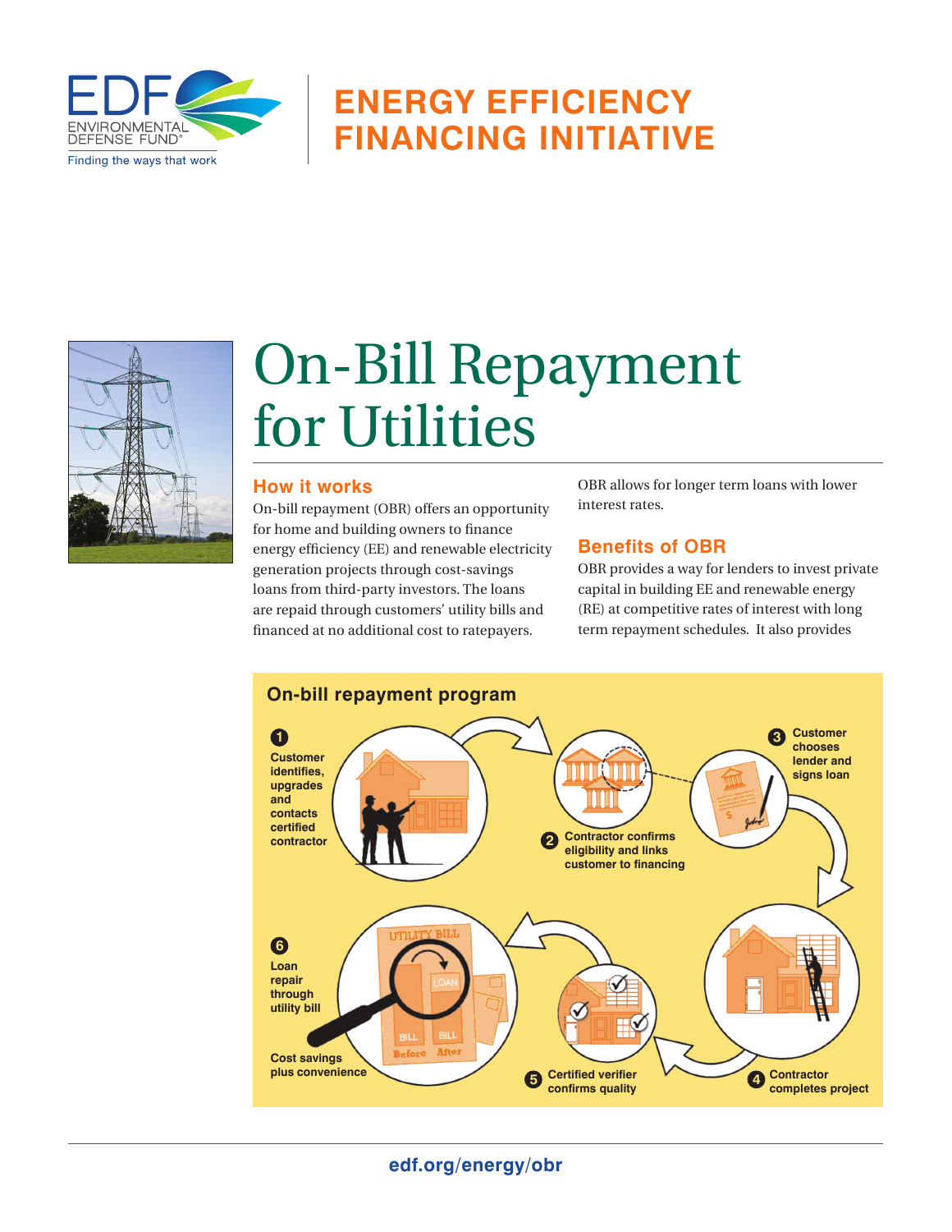# ENERGY EFFICIENCY FINANCING INITIATIVE

# On-Bill Repayment for Utilities

## How it works

On-bill repayment (OBR) offers an opportunity for home and building owners to finance energy efficiency (EE) and renewable electricity generation projects through cost-savings loans from third-party investors. The loans are repaid through customers' utility bills and financed at no additional cost to ratepayers. OBR allows for longer term loans with lower interest rates.

## Benefits of OBR

OBR provides a way for lenders to invest private capital in building EE and renewable energy (RE) at competitive rates of interest with long term repayment schedules. It also provides

### On-bill repayment program

1. Customer identifies, upgrades and contacts certified contractor
2. Contractor confirms eligibility and links customer to financing
3. Customer chooses lender and signs loan
4. Contractor completes project
5. Certified verifier confirms quality
6. Loan repair through utility bill

Cost savings plus convenience

edf.org/energy/obr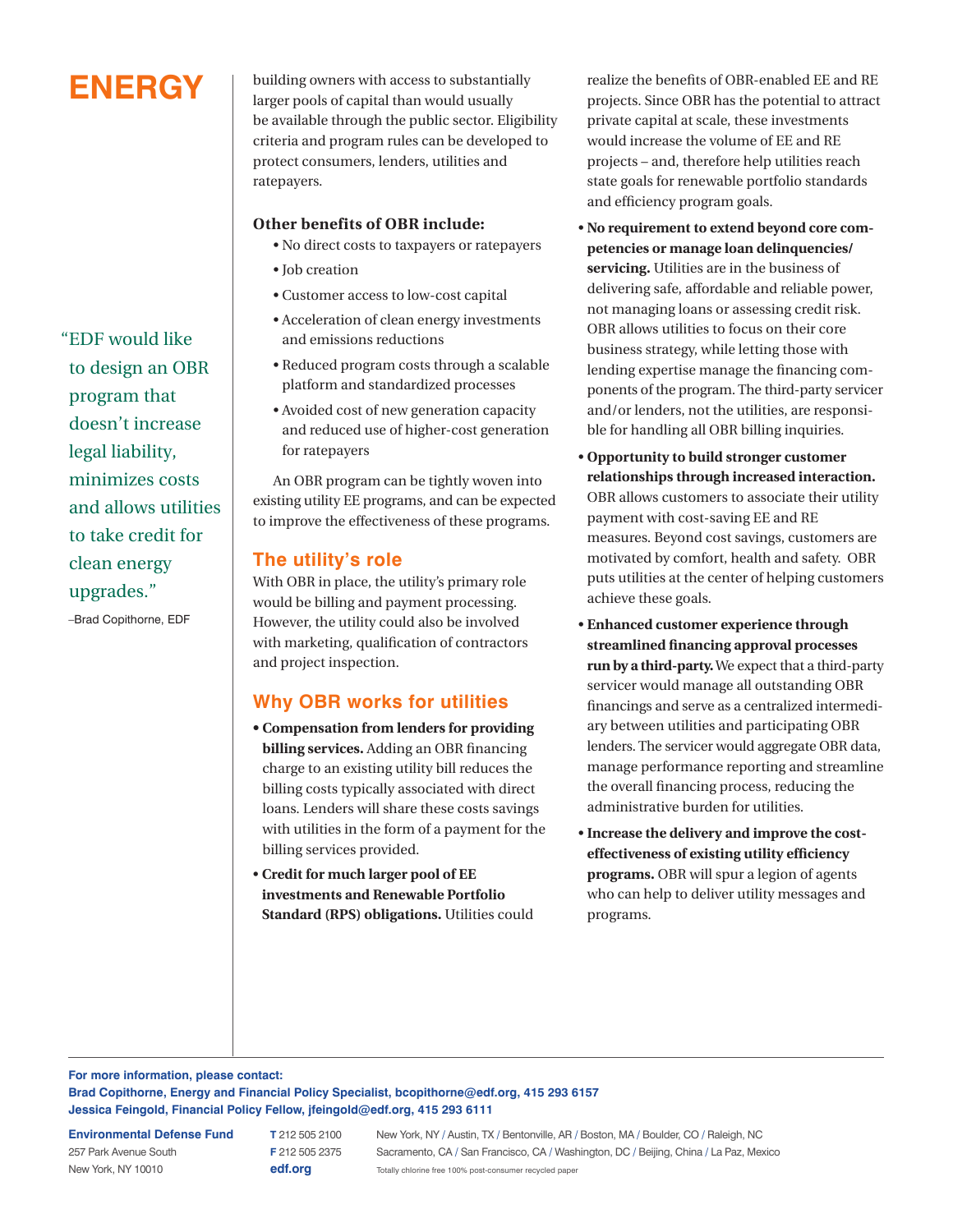# ENERGY

“EDF would like to design an OBR program that doesn’t increase legal liability, minimizes costs and allows utilities to take credit for clean energy upgrades.”

–Brad Copithorne, EDF

building owners with access to substantially larger pools of capital than would usually be available through the public sector. Eligibility criteria and program rules can be developed to protect consumers, lenders, utilities and ratepayers.

**Other benefits of OBR include:**

- No direct costs to taxpayers or ratepayers
- Job creation
- Customer access to low-cost capital
- Acceleration of clean energy investments and emissions reductions
- Reduced program costs through a scalable platform and standardized processes
- Avoided cost of new generation capacity and reduced use of higher-cost generation for ratepayers

An OBR program can be tightly woven into existing utility EE programs, and can be expected to improve the effectiveness of these programs.

## The utility’s role

With OBR in place, the utility’s primary role would be billing and payment processing. However, the utility could also be involved with marketing, qualification of contractors and project inspection.

## Why OBR works for utilities

- **Compensation from lenders for providing billing services.** Adding an OBR financing charge to an existing utility bill reduces the billing costs typically associated with direct loans. Lenders will share these costs savings with utilities in the form of a payment for the billing services provided.
- **Credit for much larger pool of EE investments and Renewable Portfolio Standard (RPS) obligations.** Utilities could realize the benefits of OBR-enabled EE and RE projects. Since OBR has the potential to attract private capital at scale, these investments would increase the volume of EE and RE projects – and, therefore help utilities reach state goals for renewable portfolio standards and efficiency program goals.
- **No requirement to extend beyond core competencies or manage loan delinquencies/servicing.** Utilities are in the business of delivering safe, affordable and reliable power, not managing loans or assessing credit risk. OBR allows utilities to focus on their core business strategy, while letting those with lending expertise manage the financing components of the program. The third-party servicer and/or lenders, not the utilities, are responsible for handling all OBR billing inquiries.
- **Opportunity to build stronger customer relationships through increased interaction.** OBR allows customers to associate their utility payment with cost-saving EE and RE measures. Beyond cost savings, customers are motivated by comfort, health and safety. OBR puts utilities at the center of helping customers achieve these goals.
- **Enhanced customer experience through streamlined financing approval processes run by a third-party.** We expect that a third-party servicer would manage all outstanding OBR financings and serve as a centralized intermediary between utilities and participating OBR lenders. The servicer would aggregate OBR data, manage performance reporting and streamline the overall financing process, reducing the administrative burden for utilities.
- **Increase the delivery and improve the cost-effectiveness of existing utility efficiency programs.** OBR will spur a legion of agents who can help to deliver utility messages and programs.

**For more information, please contact:**
**Brad Copithorne, Energy and Financial Policy Specialist, bcopithorne@edf.org, 415 293 6157**
**Jessica Feingold, Financial Policy Fellow, jfeingold@edf.org, 415 293 6111**

**Environmental Defense Fund**
257 Park Avenue South
New York, NY 10010

**T** 212 505 2100
**F** 212 505 2375
**edf.org**

New York, NY / Austin, TX / Bentonville, AR / Boston, MA / Boulder, CO / Raleigh, NC
Sacramento, CA / San Francisco, CA / Washington, DC / Beijing, China / La Paz, Mexico

Totally chlorine free 100% post-consumer recycled paper